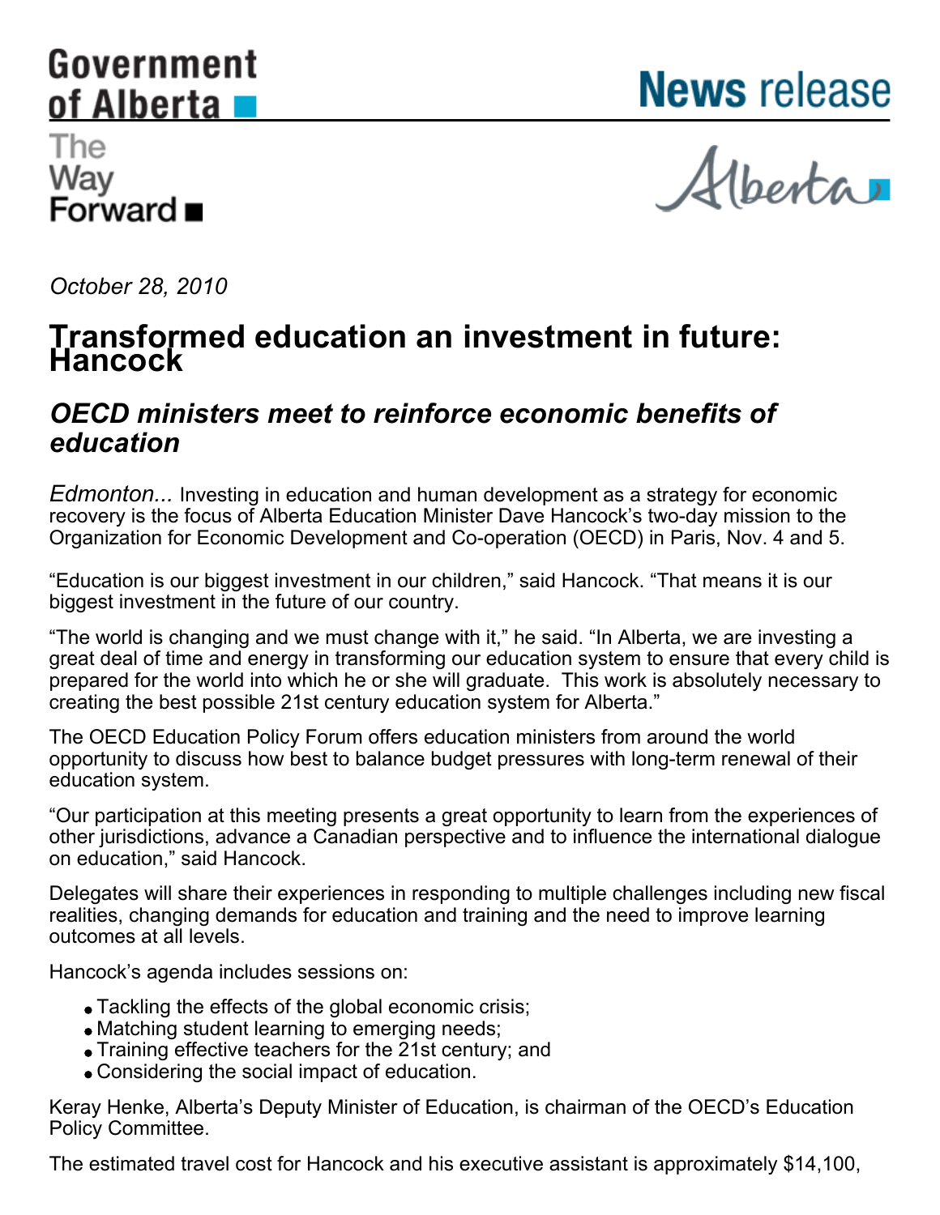Government of Alberta

The Way Forward

# News release

Alberta

*October 28, 2010*

# Transformed education an investment in future: Hancock

## *OECD ministers meet to reinforce economic benefits of education*

*Edmonton...* Investing in education and human development as a strategy for economic recovery is the focus of Alberta Education Minister Dave Hancock's two-day mission to the Organization for Economic Development and Co-operation (OECD) in Paris, Nov. 4 and 5.

"Education is our biggest investment in our children," said Hancock. "That means it is our biggest investment in the future of our country.

"The world is changing and we must change with it," he said. "In Alberta, we are investing a great deal of time and energy in transforming our education system to ensure that every child is prepared for the world into which he or she will graduate. This work is absolutely necessary to creating the best possible 21st century education system for Alberta."

The OECD Education Policy Forum offers education ministers from around the world opportunity to discuss how best to balance budget pressures with long-term renewal of their education system.

"Our participation at this meeting presents a great opportunity to learn from the experiences of other jurisdictions, advance a Canadian perspective and to influence the international dialogue on education," said Hancock.

Delegates will share their experiences in responding to multiple challenges including new fiscal realities, changing demands for education and training and the need to improve learning outcomes at all levels.

Hancock's agenda includes sessions on:

- Tackling the effects of the global economic crisis;
- Matching student learning to emerging needs;
- Training effective teachers for the 21st century; and
- Considering the social impact of education.

Keray Henke, Alberta's Deputy Minister of Education, is chairman of the OECD's Education Policy Committee.

The estimated travel cost for Hancock and his executive assistant is approximately $14,100,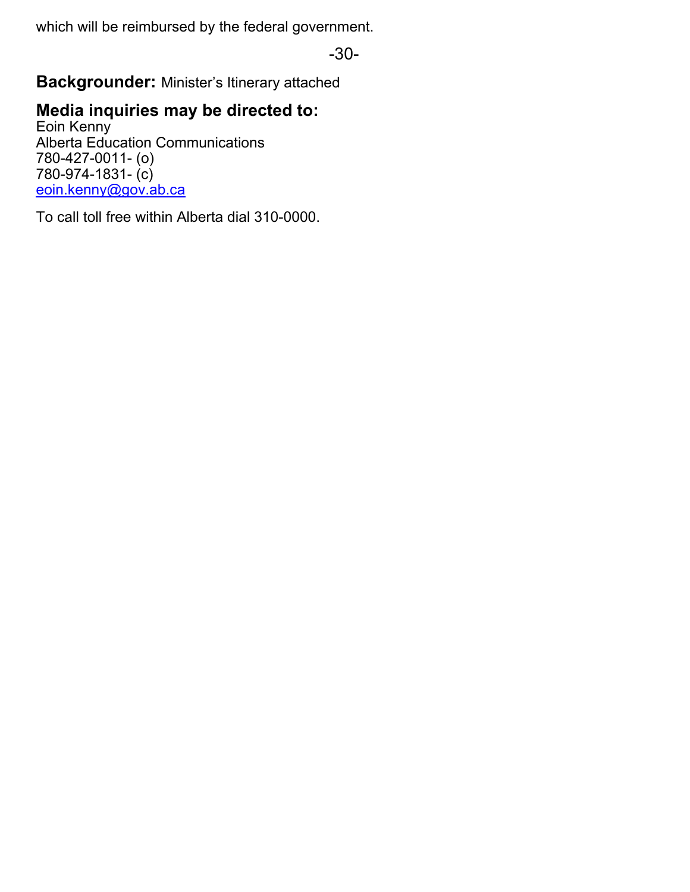which will be reimbursed by the federal government.

-30-

**Backgrounder:** Minister's Itinerary attached

**Media inquiries may be directed to:**
Eoin Kenny
Alberta Education Communications
780-427-0011- (o)
780-974-1831- (c)
eoin.kenny@gov.ab.ca

To call toll free within Alberta dial 310-0000.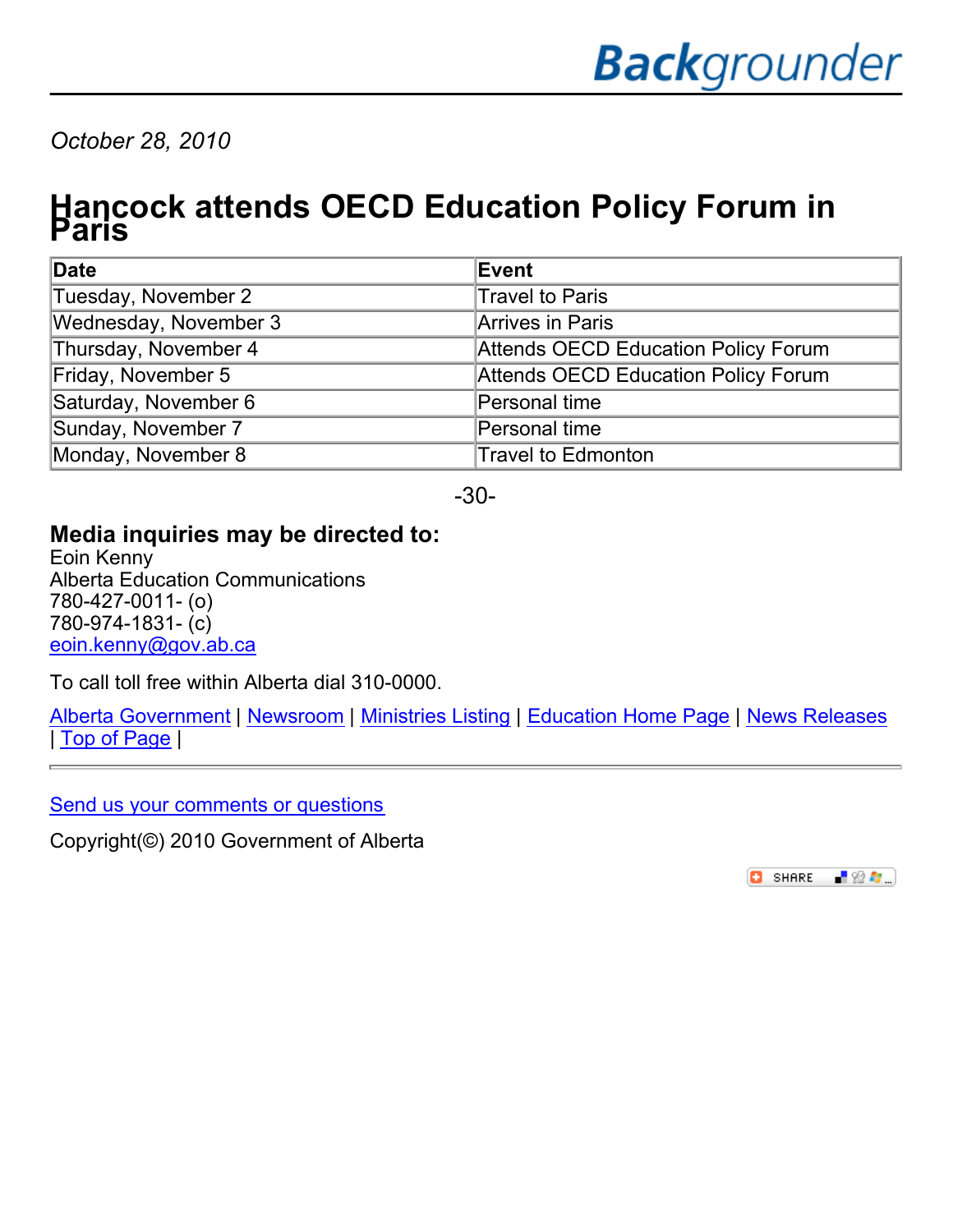# Backgrounder

*October 28, 2010*

## Hancock attends OECD Education Policy Forum in Paris

| Date | Event |
|---|---|
| Tuesday, November 2 | Travel to Paris |
| Wednesday, November 3 | Arrives in Paris |
| Thursday, November 4 | Attends OECD Education Policy Forum |
| Friday, November 5 | Attends OECD Education Policy Forum |
| Saturday, November 6 | Personal time |
| Sunday, November 7 | Personal time |
| Monday, November 8 | Travel to Edmonton |

-30-

**Media inquiries may be directed to:**

Eoin Kenny
Alberta Education Communications
780-427-0011- (o)
780-974-1831- (c)
eoin.kenny@gov.ab.ca

To call toll free within Alberta dial 310-0000.

Alberta Government | Newsroom | Ministries Listing | Education Home Page | News Releases | Top of Page |

---

Send us your comments or questions

Copyright(©) 2010 Government of Alberta